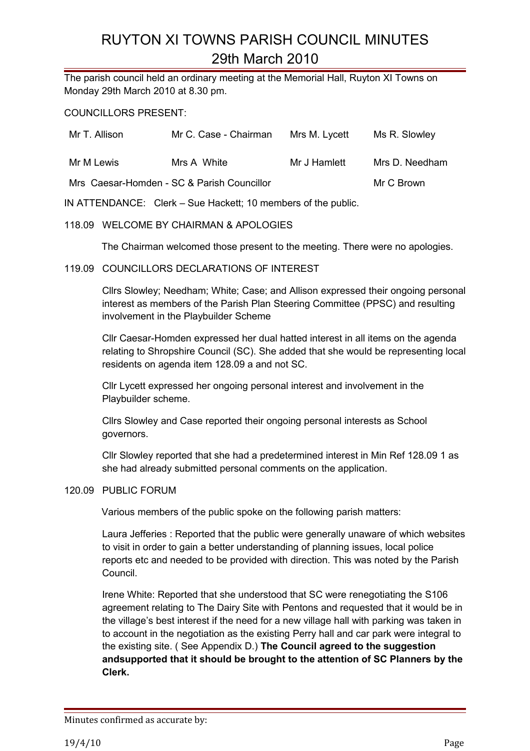# RUYTON XI TOWNS PARISH COUNCIL MINUTES
## 29th March 2010

The parish council held an ordinary meeting at the Memorial Hall, Ruyton XI Towns on Monday 29th March 2010 at 8.30 pm.

COUNCILLORS PRESENT:

| | | | |
|---|---|---|---|
| Mr T. Allison | Mr C. Case - Chairman | Mrs M. Lycett | Ms R. Slowley |
| Mr M Lewis | Mrs A White | Mr J Hamlett | Mrs D. Needham |
| Mrs Caesar-Homden - SC & Parish Councillor | | | Mr C Brown |

IN ATTENDANCE: Clerk – Sue Hackett; 10 members of the public.

118.09 WELCOME BY CHAIRMAN & APOLOGIES

The Chairman welcomed those present to the meeting. There were no apologies.

119.09 COUNCILLORS DECLARATIONS OF INTEREST

Cllrs Slowley; Needham; White; Case; and Allison expressed their ongoing personal interest as members of the Parish Plan Steering Committee (PPSC) and resulting involvement in the Playbuilder Scheme

Cllr Caesar-Homden expressed her dual hatted interest in all items on the agenda relating to Shropshire Council (SC). She added that she would be representing local residents on agenda item 128.09 a and not SC.

Cllr Lycett expressed her ongoing personal interest and involvement in the Playbuilder scheme.

Cllrs Slowley and Case reported their ongoing personal interests as School governors.

Cllr Slowley reported that she had a predetermined interest in Min Ref 128.09 1 as she had already submitted personal comments on the application.

120.09 PUBLIC FORUM

Various members of the public spoke on the following parish matters:

Laura Jefferies : Reported that the public were generally unaware of which websites to visit in order to gain a better understanding of planning issues, local police reports etc and needed to be provided with direction. This was noted by the Parish Council.

Irene White: Reported that she understood that SC were renegotiating the S106 agreement relating to The Dairy Site with Pentons and requested that it would be in the village's best interest if the need for a new village hall with parking was taken in to account in the negotiation as the existing Perry hall and car park were integral to the existing site. ( See Appendix D.) **The Council agreed to the suggestion andsupported that it should be brought to the attention of SC Planners by the Clerk.**

Minutes confirmed as accurate by:

19/4/10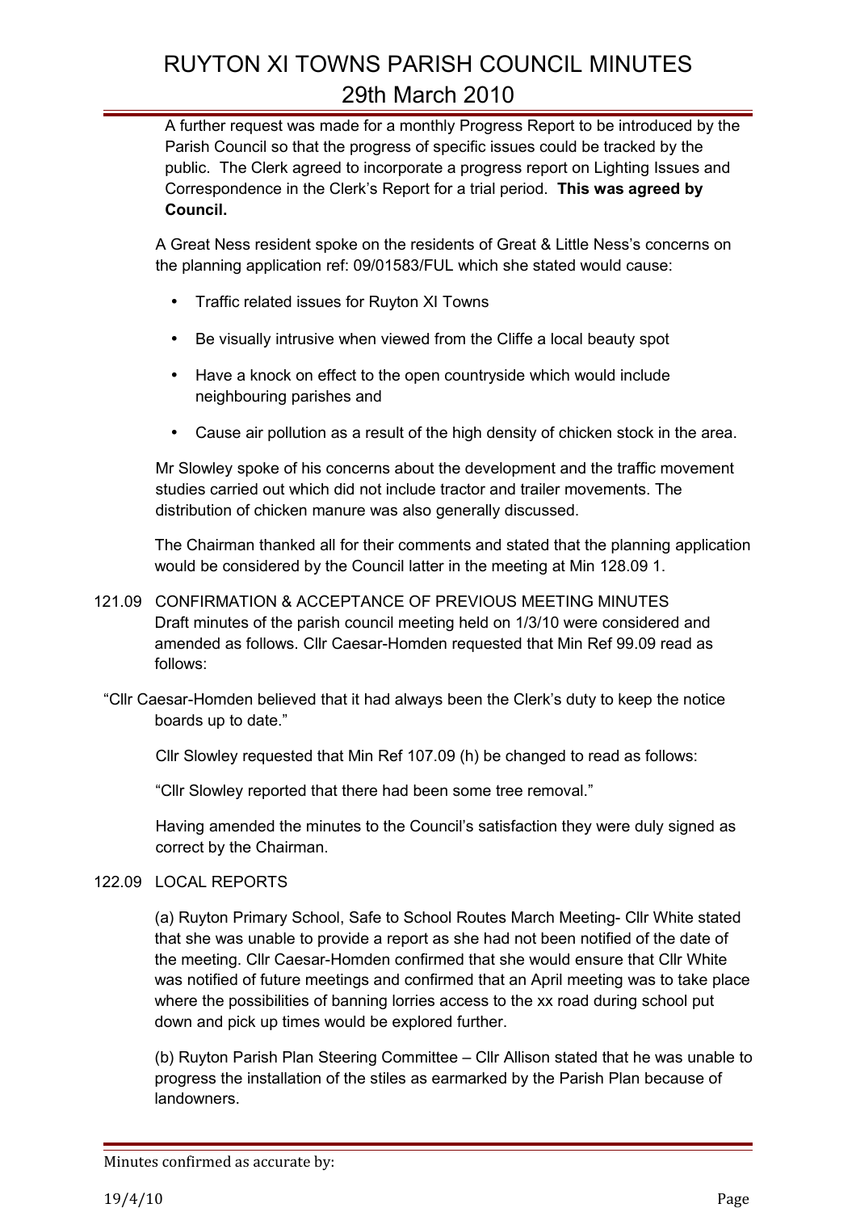A further request was made for a monthly Progress Report to be introduced by the Parish Council so that the progress of specific issues could be tracked by the public. The Clerk agreed to incorporate a progress report on Lighting Issues and Correspondence in the Clerk's Report for a trial period. **This was agreed by Council.**

A Great Ness resident spoke on the residents of Great & Little Ness's concerns on the planning application ref: 09/01583/FUL which she stated would cause:

- Traffic related issues for Ruyton XI Towns
- Be visually intrusive when viewed from the Cliffe a local beauty spot
- Have a knock on effect to the open countryside which would include neighbouring parishes and
- Cause air pollution as a result of the high density of chicken stock in the area.

Mr Slowley spoke of his concerns about the development and the traffic movement studies carried out which did not include tractor and trailer movements. The distribution of chicken manure was also generally discussed.

The Chairman thanked all for their comments and stated that the planning application would be considered by the Council latter in the meeting at Min 128.09 1.

121.09 CONFIRMATION & ACCEPTANCE OF PREVIOUS MEETING MINUTES

Draft minutes of the parish council meeting held on 1/3/10 were considered and amended as follows. Cllr Caesar-Homden requested that Min Ref 99.09 read as follows:

"Cllr Caesar-Homden believed that it had always been the Clerk's duty to keep the notice boards up to date."

Cllr Slowley requested that Min Ref 107.09 (h) be changed to read as follows:

"Cllr Slowley reported that there had been some tree removal."

Having amended the minutes to the Council's satisfaction they were duly signed as correct by the Chairman.

122.09 LOCAL REPORTS

(a) Ruyton Primary School, Safe to School Routes March Meeting- Cllr White stated that she was unable to provide a report as she had not been notified of the date of the meeting. Cllr Caesar-Homden confirmed that she would ensure that Cllr White was notified of future meetings and confirmed that an April meeting was to take place where the possibilities of banning lorries access to the xx road during school put down and pick up times would be explored further.

(b) Ruyton Parish Plan Steering Committee – Cllr Allison stated that he was unable to progress the installation of the stiles as earmarked by the Parish Plan because of landowners.

Minutes confirmed as accurate by:

19/4/10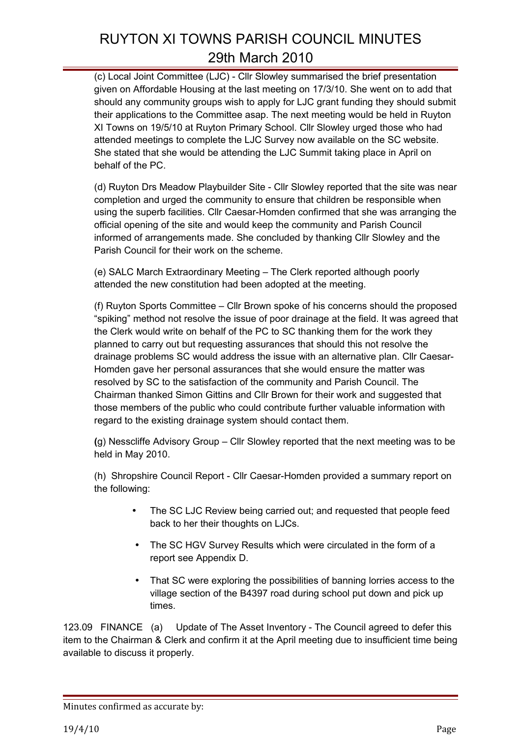(c) Local Joint Committee (LJC) - Cllr Slowley summarised the brief presentation given on Affordable Housing at the last meeting on 17/3/10. She went on to add that should any community groups wish to apply for LJC grant funding they should submit their applications to the Committee asap. The next meeting would be held in Ruyton XI Towns on 19/5/10 at Ruyton Primary School. Cllr Slowley urged those who had attended meetings to complete the LJC Survey now available on the SC website. She stated that she would be attending the LJC Summit taking place in April on behalf of the PC.

(d) Ruyton Drs Meadow Playbuilder Site - Cllr Slowley reported that the site was near completion and urged the community to ensure that children be responsible when using the superb facilities. Cllr Caesar-Homden confirmed that she was arranging the official opening of the site and would keep the community and Parish Council informed of arrangements made. She concluded by thanking Cllr Slowley and the Parish Council for their work on the scheme.

(e) SALC March Extraordinary Meeting – The Clerk reported although poorly attended the new constitution had been adopted at the meeting.

(f) Ruyton Sports Committee – Cllr Brown spoke of his concerns should the proposed "spiking" method not resolve the issue of poor drainage at the field. It was agreed that the Clerk would write on behalf of the PC to SC thanking them for the work they planned to carry out but requesting assurances that should this not resolve the drainage problems SC would address the issue with an alternative plan. Cllr Caesar-Homden gave her personal assurances that she would ensure the matter was resolved by SC to the satisfaction of the community and Parish Council. The Chairman thanked Simon Gittins and Cllr Brown for their work and suggested that those members of the public who could contribute further valuable information with regard to the existing drainage system should contact them.

**(**g) Nesscliffe Advisory Group – Cllr Slowley reported that the next meeting was to be held in May 2010.

(h) Shropshire Council Report - Cllr Caesar-Homden provided a summary report on the following:

- The SC LJC Review being carried out; and requested that people feed back to her their thoughts on LJCs.
- The SC HGV Survey Results which were circulated in the form of a report see Appendix D.
- That SC were exploring the possibilities of banning lorries access to the village section of the B4397 road during school put down and pick up times.

123.09 FINANCE (a) Update of The Asset Inventory - The Council agreed to defer this item to the Chairman & Clerk and confirm it at the April meeting due to insufficient time being available to discuss it properly.

Minutes confirmed as accurate by:

19/4/10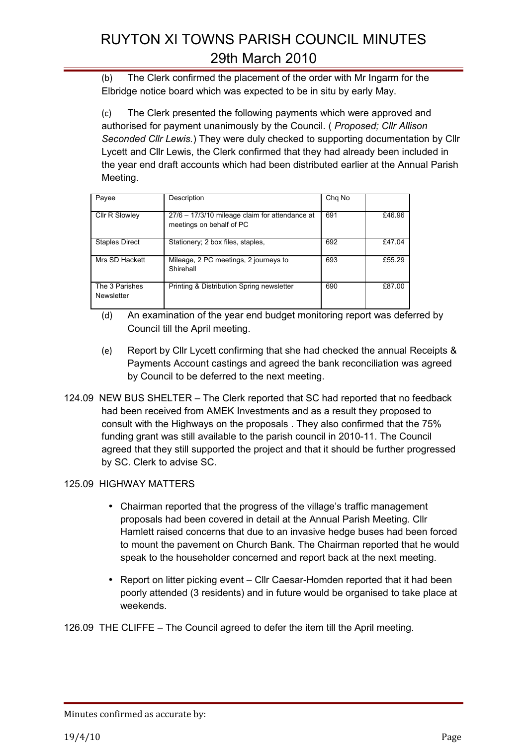(b) The Clerk confirmed the placement of the order with Mr Ingarm for the Elbridge notice board which was expected to be in situ by early May.

(c) The Clerk presented the following payments which were approved and authorised for payment unanimously by the Council. ( *Proposed; Cllr Allison Seconded Cllr Lewis.*) They were duly checked to supporting documentation by Cllr Lycett and Cllr Lewis, the Clerk confirmed that they had already been included in the year end draft accounts which had been distributed earlier at the Annual Parish Meeting.

| Payee | Description | Chq No | |
|---|---|---|---|
| Cllr R Slowley | 27/6 – 17/3/10 mileage claim for attendance at meetings on behalf of PC | 691 | £46.96 |
| Staples Direct | Stationery; 2 box files, staples, | 692 | £47.04 |
| Mrs SD Hackett | Mileage, 2 PC meetings, 2 journeys to Shirehall | 693 | £55.29 |
| The 3 Parishes Newsletter | Printing & Distribution Spring newsletter | 690 | £87.00 |

(d) An examination of the year end budget monitoring report was deferred by Council till the April meeting.

(e) Report by Cllr Lycett confirming that she had checked the annual Receipts & Payments Account castings and agreed the bank reconciliation was agreed by Council to be deferred to the next meeting.

124.09 NEW BUS SHELTER – The Clerk reported that SC had reported that no feedback had been received from AMEK Investments and as a result they proposed to consult with the Highways on the proposals . They also confirmed that the 75% funding grant was still available to the parish council in 2010-11. The Council agreed that they still supported the project and that it should be further progressed by SC. Clerk to advise SC.

125.09 HIGHWAY MATTERS

- Chairman reported that the progress of the village's traffic management proposals had been covered in detail at the Annual Parish Meeting. Cllr Hamlett raised concerns that due to an invasive hedge buses had been forced to mount the pavement on Church Bank. The Chairman reported that he would speak to the householder concerned and report back at the next meeting.
- Report on litter picking event – Cllr Caesar-Homden reported that it had been poorly attended (3 residents) and in future would be organised to take place at weekends.

126.09 THE CLIFFE – The Council agreed to defer the item till the April meeting.

Minutes confirmed as accurate by:

19/4/10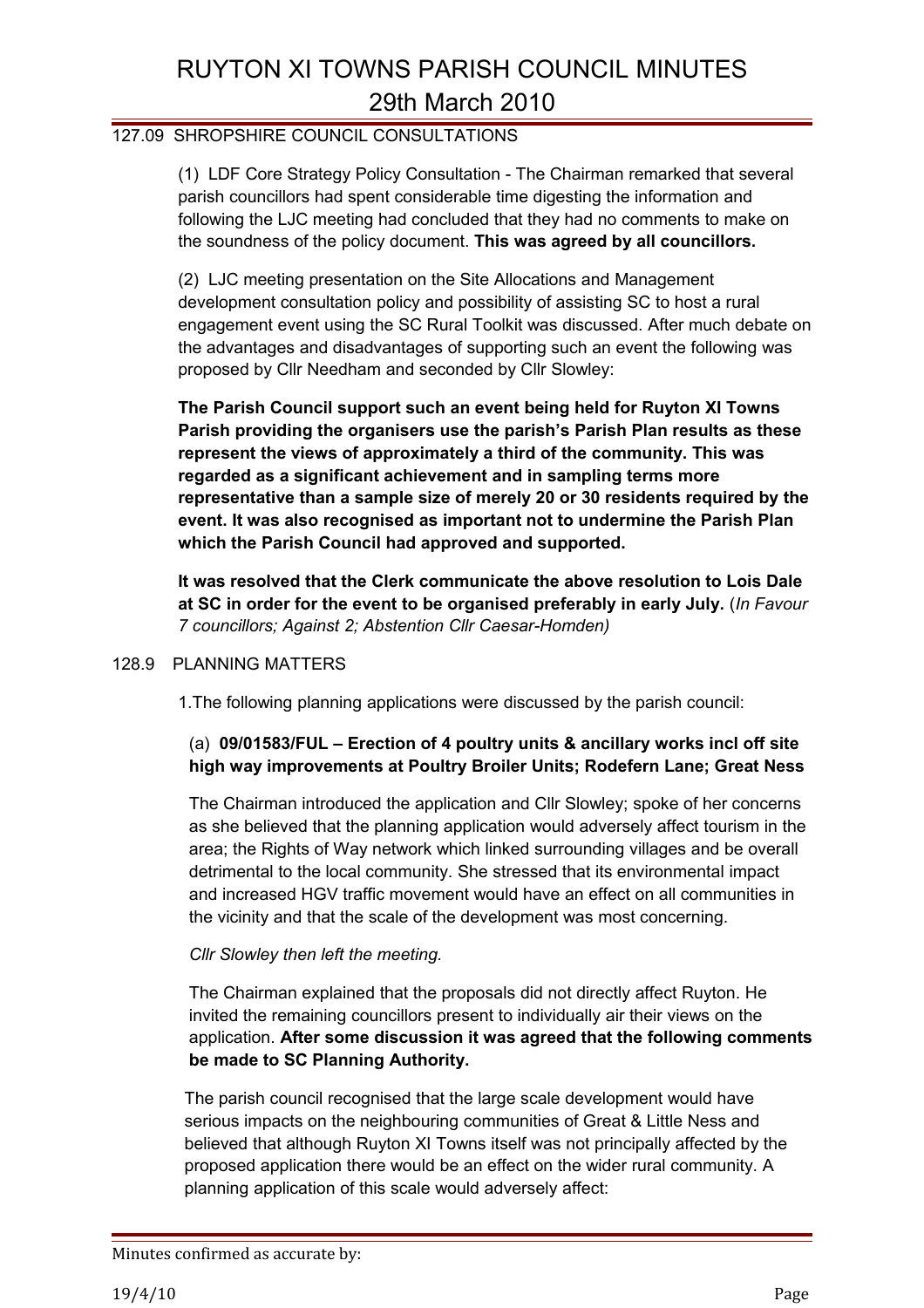## 127.09 SHROPSHIRE COUNCIL CONSULTATIONS

(1) LDF Core Strategy Policy Consultation - The Chairman remarked that several parish councillors had spent considerable time digesting the information and following the LJC meeting had concluded that they had no comments to make on the soundness of the policy document. **This was agreed by all councillors.**

(2) LJC meeting presentation on the Site Allocations and Management development consultation policy and possibility of assisting SC to host a rural engagement event using the SC Rural Toolkit was discussed. After much debate on the advantages and disadvantages of supporting such an event the following was proposed by Cllr Needham and seconded by Cllr Slowley:

**The Parish Council support such an event being held for Ruyton XI Towns Parish providing the organisers use the parish's Parish Plan results as these represent the views of approximately a third of the community. This was regarded as a significant achievement and in sampling terms more representative than a sample size of merely 20 or 30 residents required by the event. It was also recognised as important not to undermine the Parish Plan which the Parish Council had approved and supported.**

**It was resolved that the Clerk communicate the above resolution to Lois Dale at SC in order for the event to be organised preferably in early July.** (*In Favour 7 councillors; Against 2; Abstention Cllr Caesar-Homden)*

## 128.9 PLANNING MATTERS

1.The following planning applications were discussed by the parish council:

(a) **09/01583/FUL – Erection of 4 poultry units & ancillary works incl off site high way improvements at Poultry Broiler Units; Rodefern Lane; Great Ness**

The Chairman introduced the application and Cllr Slowley; spoke of her concerns as she believed that the planning application would adversely affect tourism in the area; the Rights of Way network which linked surrounding villages and be overall detrimental to the local community. She stressed that its environmental impact and increased HGV traffic movement would have an effect on all communities in the vicinity and that the scale of the development was most concerning.

*Cllr Slowley then left the meeting.*

The Chairman explained that the proposals did not directly affect Ruyton. He invited the remaining councillors present to individually air their views on the application. **After some discussion it was agreed that the following comments be made to SC Planning Authority.**

The parish council recognised that the large scale development would have serious impacts on the neighbouring communities of Great & Little Ness and believed that although Ruyton XI Towns itself was not principally affected by the proposed application there would be an effect on the wider rural community. A planning application of this scale would adversely affect:

Minutes confirmed as accurate by:

19/4/10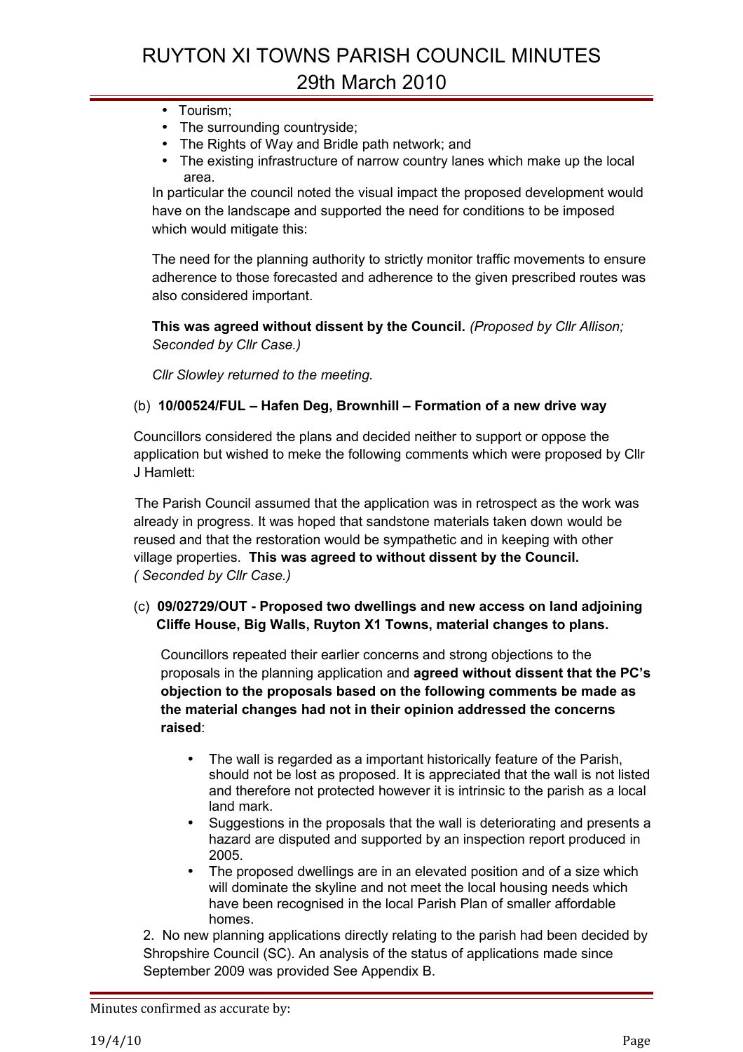- Tourism;
- The surrounding countryside;
- The Rights of Way and Bridle path network; and
- The existing infrastructure of narrow country lanes which make up the local area.

In particular the council noted the visual impact the proposed development would have on the landscape and supported the need for conditions to be imposed which would mitigate this:

The need for the planning authority to strictly monitor traffic movements to ensure adherence to those forecasted and adherence to the given prescribed routes was also considered important.

**This was agreed without dissent by the Council.** *(Proposed by Cllr Allison; Seconded by Cllr Case.)*

*Cllr Slowley returned to the meeting.*

(b) **10/00524/FUL – Hafen Deg, Brownhill – Formation of a new drive way**

Councillors considered the plans and decided neither to support or oppose the application but wished to meke the following comments which were proposed by Cllr J Hamlett:

The Parish Council assumed that the application was in retrospect as the work was already in progress. It was hoped that sandstone materials taken down would be reused and that the restoration would be sympathetic and in keeping with other village properties. **This was agreed to without dissent by the Council.** *( Seconded by Cllr Case.)*

(c) **09/02729/OUT - Proposed two dwellings and new access on land adjoining Cliffe House, Big Walls, Ruyton X1 Towns, material changes to plans.**

Councillors repeated their earlier concerns and strong objections to the proposals in the planning application and **agreed without dissent that the PC's objection to the proposals based on the following comments be made as the material changes had not in their opinion addressed the concerns raised**:

- The wall is regarded as a important historically feature of the Parish, should not be lost as proposed. It is appreciated that the wall is not listed and therefore not protected however it is intrinsic to the parish as a local land mark.
- Suggestions in the proposals that the wall is deteriorating and presents a hazard are disputed and supported by an inspection report produced in 2005.
- The proposed dwellings are in an elevated position and of a size which will dominate the skyline and not meet the local housing needs which have been recognised in the local Parish Plan of smaller affordable homes.

2. No new planning applications directly relating to the parish had been decided by Shropshire Council (SC). An analysis of the status of applications made since September 2009 was provided See Appendix B.

Minutes confirmed as accurate by:

19/4/10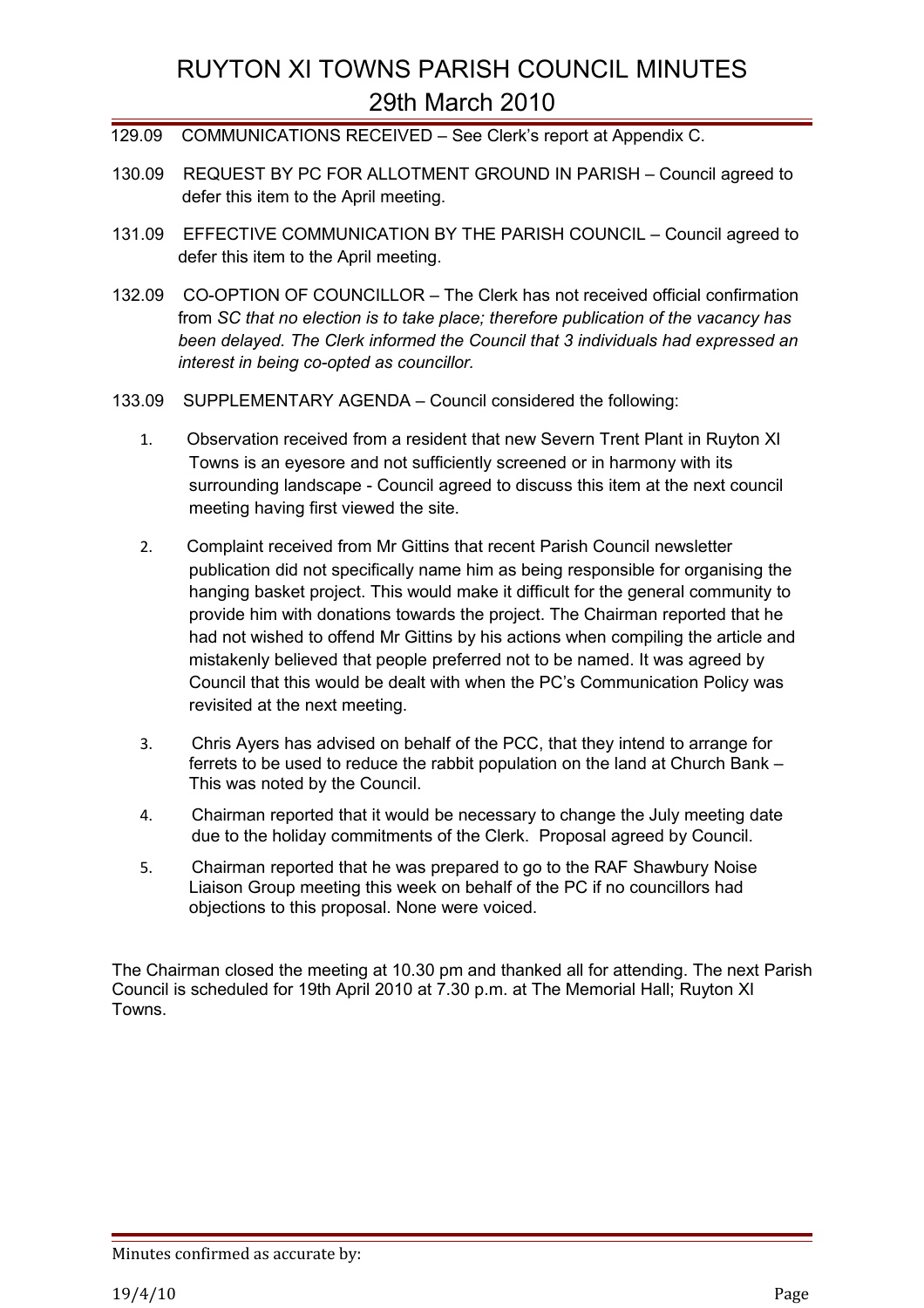# RUYTON XI TOWNS PARISH COUNCIL MINUTES 29th March 2010

129.09 COMMUNICATIONS RECEIVED – See Clerk's report at Appendix C.

130.09 REQUEST BY PC FOR ALLOTMENT GROUND IN PARISH – Council agreed to defer this item to the April meeting.

131.09 EFFECTIVE COMMUNICATION BY THE PARISH COUNCIL – Council agreed to defer this item to the April meeting.

132.09 CO-OPTION OF COUNCILLOR – The Clerk has not received official confirmation from *SC that no election is to take place; therefore publication of the vacancy has been delayed. The Clerk informed the Council that 3 individuals had expressed an interest in being co-opted as councillor.*

133.09 SUPPLEMENTARY AGENDA – Council considered the following:

1. Observation received from a resident that new Severn Trent Plant in Ruyton XI Towns is an eyesore and not sufficiently screened or in harmony with its surrounding landscape - Council agreed to discuss this item at the next council meeting having first viewed the site.
2. Complaint received from Mr Gittins that recent Parish Council newsletter publication did not specifically name him as being responsible for organising the hanging basket project. This would make it difficult for the general community to provide him with donations towards the project. The Chairman reported that he had not wished to offend Mr Gittins by his actions when compiling the article and mistakenly believed that people preferred not to be named. It was agreed by Council that this would be dealt with when the PC's Communication Policy was revisited at the next meeting.
3. Chris Ayers has advised on behalf of the PCC, that they intend to arrange for ferrets to be used to reduce the rabbit population on the land at Church Bank – This was noted by the Council.
4. Chairman reported that it would be necessary to change the July meeting date due to the holiday commitments of the Clerk. Proposal agreed by Council.
5. Chairman reported that he was prepared to go to the RAF Shawbury Noise Liaison Group meeting this week on behalf of the PC if no councillors had objections to this proposal. None were voiced.

The Chairman closed the meeting at 10.30 pm and thanked all for attending. The next Parish Council is scheduled for 19th April 2010 at 7.30 p.m. at The Memorial Hall; Ruyton XI Towns.

Minutes confirmed as accurate by:

19/4/10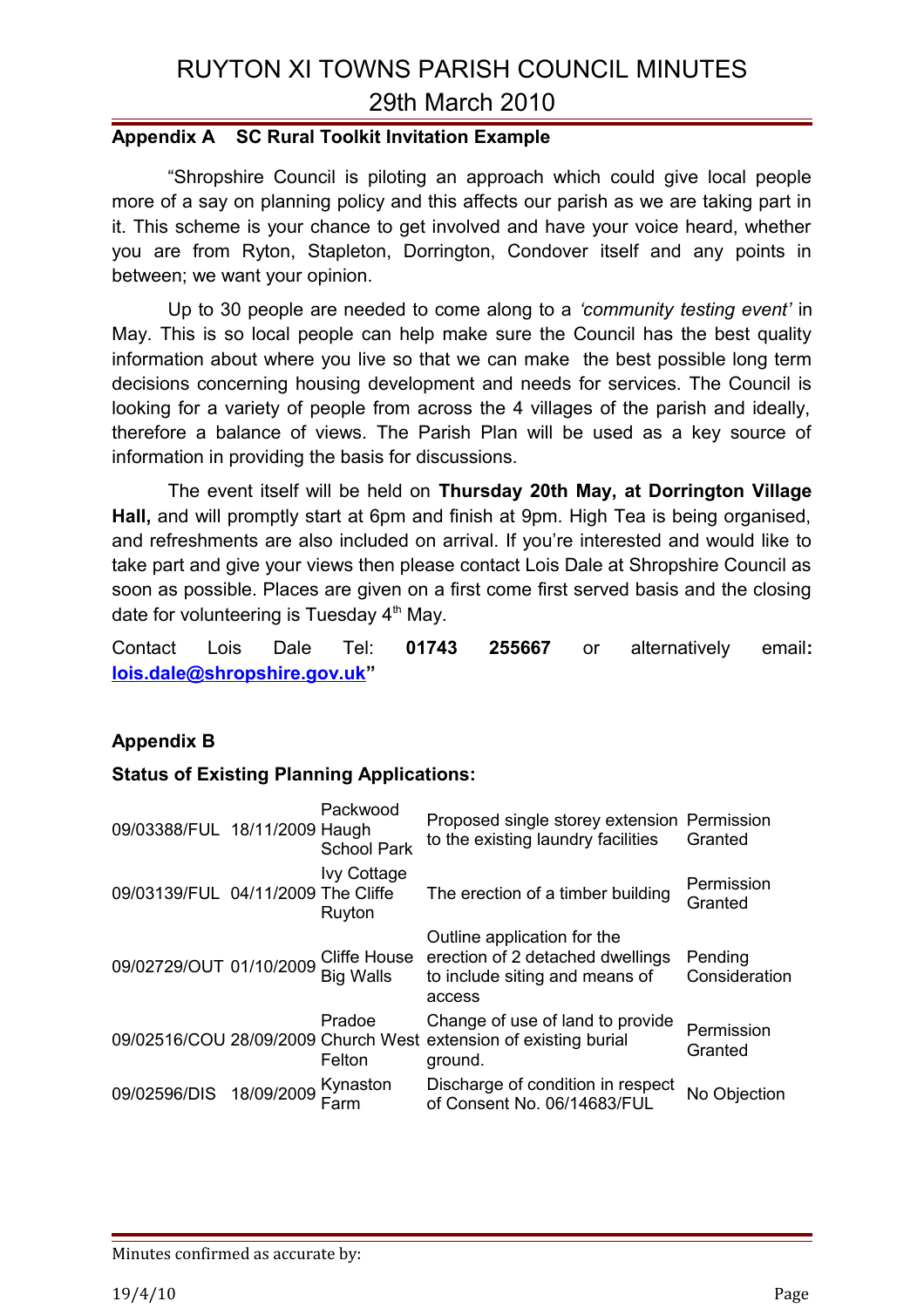### Appendix A SC Rural Toolkit Invitation Example

"Shropshire Council is piloting an approach which could give local people more of a say on planning policy and this affects our parish as we are taking part in it. This scheme is your chance to get involved and have your voice heard, whether you are from Ryton, Stapleton, Dorrington, Condover itself and any points in between; we want your opinion.

Up to 30 people are needed to come along to a *'community testing event'* in May. This is so local people can help make sure the Council has the best quality information about where you live so that we can make the best possible long term decisions concerning housing development and needs for services. The Council is looking for a variety of people from across the 4 villages of the parish and ideally, therefore a balance of views. The Parish Plan will be used as a key source of information in providing the basis for discussions.

The event itself will be held on **Thursday 20th May, at Dorrington Village Hall,** and will promptly start at 6pm and finish at 9pm. High Tea is being organised, and refreshments are also included on arrival. If you're interested and would like to take part and give your views then please contact Lois Dale at Shropshire Council as soon as possible. Places are given on a first come first served basis and the closing date for volunteering is Tuesday 4th May.

Contact Lois Dale Tel: **01743 255667** or alternatively email**:** **lois.dale@shropshire.gov.uk"**

### Appendix B

**Status of Existing Planning Applications:**

| | | | | |
|---|---|---|---|---|
| 09/03388/FUL | 18/11/2009 | Packwood Haugh School Park | Proposed single storey extension to the existing laundry facilities | Permission Granted |
| 09/03139/FUL | 04/11/2009 | Ivy Cottage The Cliffe Ruyton | The erection of a timber building | Permission Granted |
| 09/02729/OUT | 01/10/2009 | Cliffe House Big Walls | Outline application for the erection of 2 detached dwellings to include siting and means of access | Pending Consideration |
| 09/02516/COU | 28/09/2009 | Pradoe Church West Felton | Change of use of land to provide extension of existing burial ground. | Permission Granted |
| 09/02596/DIS | 18/09/2009 | Kynaston Farm | Discharge of condition in respect of Consent No. 06/14683/FUL | No Objection |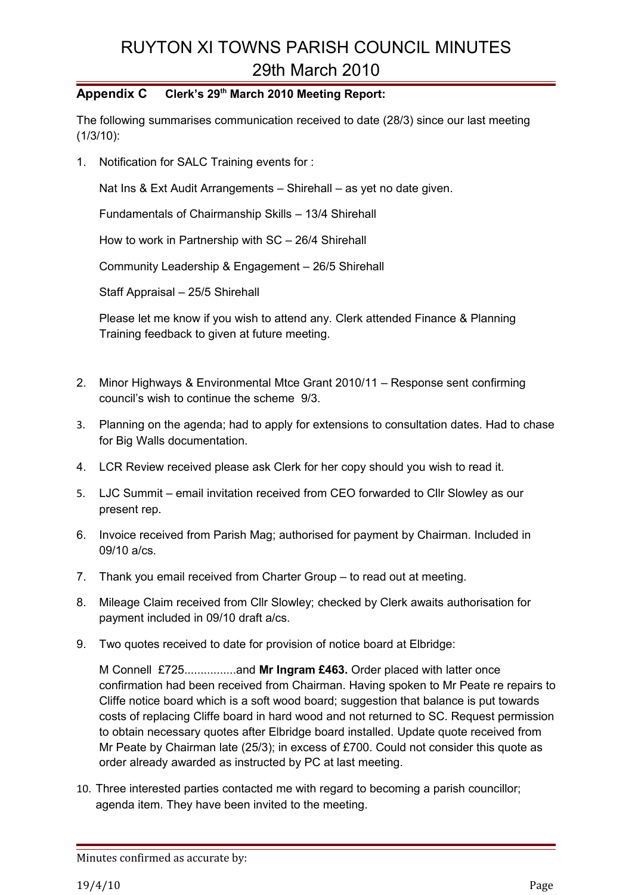## Appendix C Clerk's 29th March 2010 Meeting Report:

The following summarises communication received to date (28/3) since our last meeting (1/3/10):

1. Notification for SALC Training events for :

   Nat Ins & Ext Audit Arrangements – Shirehall – as yet no date given.

   Fundamentals of Chairmanship Skills – 13/4 Shirehall

   How to work in Partnership with SC – 26/4 Shirehall

   Community Leadership & Engagement – 26/5 Shirehall

   Staff Appraisal – 25/5 Shirehall

   Please let me know if you wish to attend any. Clerk attended Finance & Planning Training feedback to given at future meeting.

2. Minor Highways & Environmental Mtce Grant 2010/11 – Response sent confirming council's wish to continue the scheme 9/3.

3. Planning on the agenda; had to apply for extensions to consultation dates. Had to chase for Big Walls documentation.

4. LCR Review received please ask Clerk for her copy should you wish to read it.

5. LJC Summit – email invitation received from CEO forwarded to Cllr Slowley as our present rep.

6. Invoice received from Parish Mag; authorised for payment by Chairman. Included in 09/10 a/cs.

7. Thank you email received from Charter Group – to read out at meeting.

8. Mileage Claim received from Cllr Slowley; checked by Clerk awaits authorisation for payment included in 09/10 draft a/cs.

9. Two quotes received to date for provision of notice board at Elbridge:

   M Connell £725................and **Mr Ingram £463.** Order placed with latter once confirmation had been received from Chairman. Having spoken to Mr Peate re repairs to Cliffe notice board which is a soft wood board; suggestion that balance is put towards costs of replacing Cliffe board in hard wood and not returned to SC. Request permission to obtain necessary quotes after Elbridge board installed. Update quote received from Mr Peate by Chairman late (25/3); in excess of £700. Could not consider this quote as order already awarded as instructed by PC at last meeting.

10. Three interested parties contacted me with regard to becoming a parish councillor; agenda item. They have been invited to the meeting.

Minutes confirmed as accurate by:

19/4/10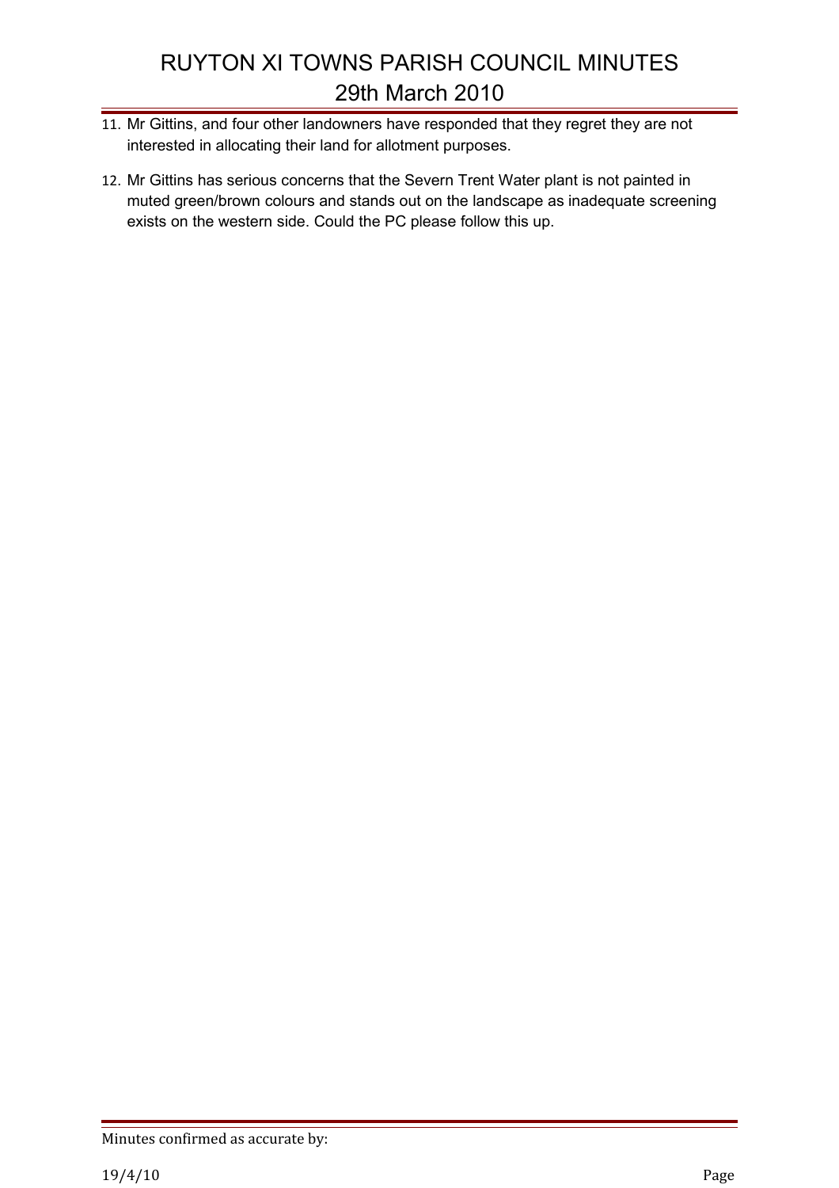11. Mr Gittins, and four other landowners have responded that they regret they are not interested in allocating their land for allotment purposes.

12. Mr Gittins has serious concerns that the Severn Trent Water plant is not painted in muted green/brown colours and stands out on the landscape as inadequate screening exists on the western side. Could the PC please follow this up.